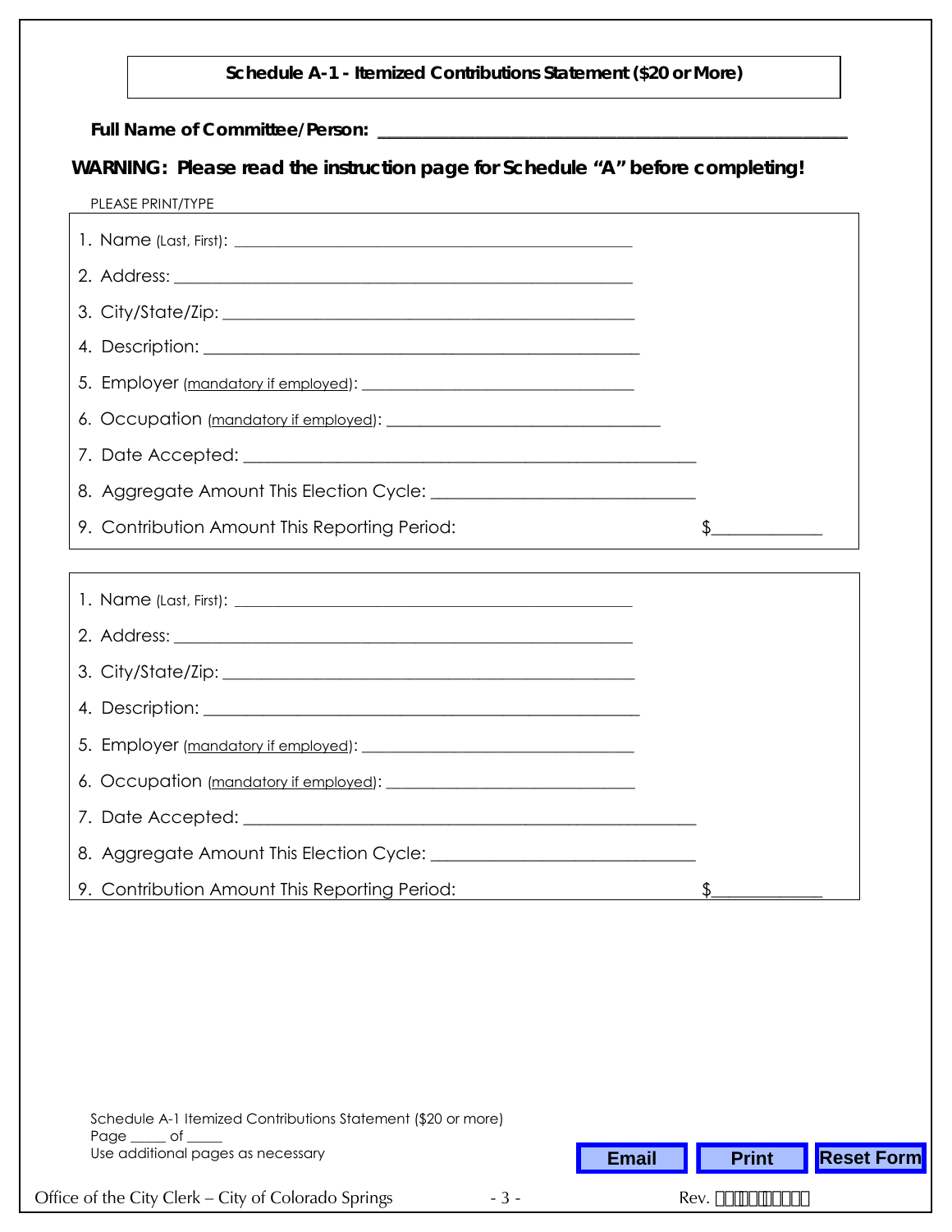## Schedule A-1 - Itemized Contributions Statement ($20 or More)

**Full Name of Committee/Person:** ____________________________________________________

**WARNING: Please read the instruction page for Schedule "A" before completing!**

PLEASE PRINT/TYPE

1. Name (Last, First): ________________________________________________
2. Address: ______________________________________________________
3. City/State/Zip: _________________________________________________
4. Description: ____________________________________________________
5. Employer (mandatory if employed): __________________________________
6. Occupation (mandatory if employed): __________________________________
7. Date Accepted: __________________________________________________
8. Aggregate Amount This Election Cycle: ______________________________
9. Contribution Amount This Reporting Period: $____________

---

1. Name (Last, First): ________________________________________________
2. Address: ______________________________________________________
3. City/State/Zip: _________________________________________________
4. Description: ____________________________________________________
5. Employer (mandatory if employed): __________________________________
6. Occupation (mandatory if employed): _________________________________
7. Date Accepted: __________________________________________________
8. Aggregate Amount This Election Cycle: ______________________________
9. Contribution Amount This Reporting Period: $____________

Schedule A-1 Itemized Contributions Statement ($20 or more)
Page _____ of _____
Use additional pages as necessary

Email | Print | Reset Form

Office of the City Clerk – City of Colorado Springs

Rev.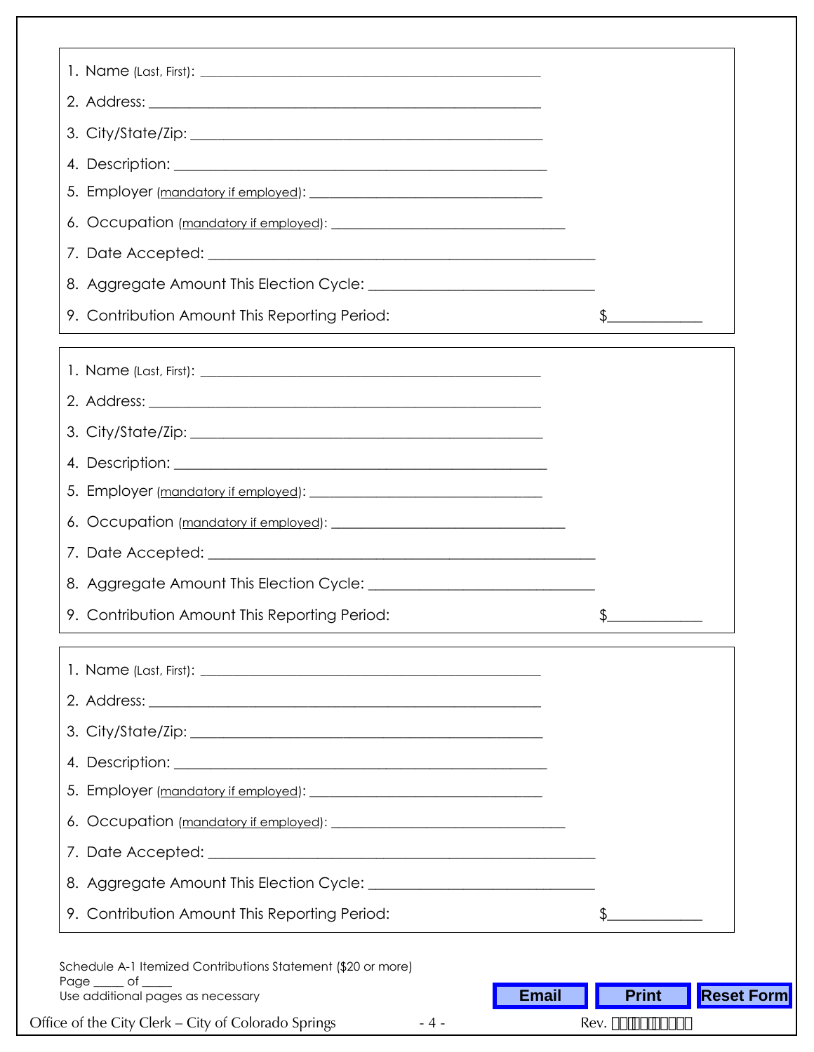1. Name (Last, First): ______________________________________________
2. Address: ____________________________________________________
3. City/State/Zip: ________________________________________________
4. Description: _________________________________________________
5. Employer (mandatory if employed): ________________________________
6. Occupation (mandatory if employed): ______________________________
7. Date Accepted: _________________________________________________
8. Aggregate Amount This Election Cycle: ____________________________
9. Contribution Amount This Reporting Period: $____________

---

1. Name (Last, First): ______________________________________________
2. Address: ____________________________________________________
3. City/State/Zip: ________________________________________________
4. Description: _________________________________________________
5. Employer (mandatory if employed): ________________________________
6. Occupation (mandatory if employed): ______________________________
7. Date Accepted: _________________________________________________
8. Aggregate Amount This Election Cycle: ____________________________
9. Contribution Amount This Reporting Period: $____________

---

1. Name (Last, First): ______________________________________________
2. Address: ____________________________________________________
3. City/State/Zip: ________________________________________________
4. Description: _________________________________________________
5. Employer (mandatory if employed): ________________________________
6. Occupation (mandatory if employed): ______________________________
7. Date Accepted: _________________________________________________
8. Aggregate Amount This Election Cycle: ____________________________
9. Contribution Amount This Reporting Period: $____________

---

Schedule A-1 Itemized Contributions Statement ($20 or more)
Page _____ of _____
Use additional pages as necessary

Email | Print | Reset Form

Office of the City Clerk – City of Colorado Springs